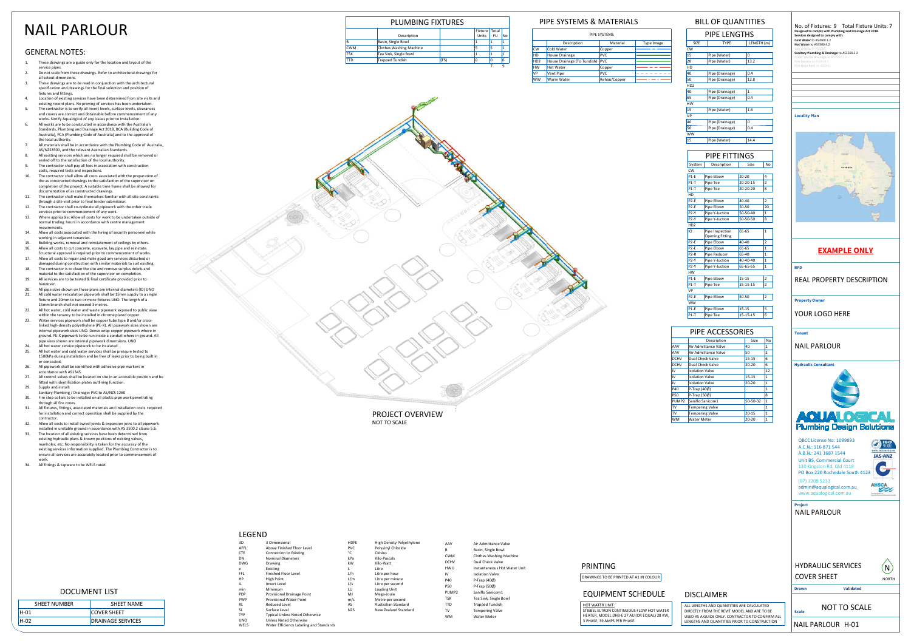# NAIL PARLOUR

## GENERAL NOTES:

1. These drawings are a guide only for the location and layout of the service pipes.
2. Do not scale from these drawings. Refer to architectural drawings for all setout dimensions.
3. These drawings are to be read in conjunction with the architectural specification and drawings for the final selection and position of fixtures and fittings.
4. Location of existing services have been determined from site visits and existing record plans. No proving of services has been undertaken.
5. The contractor is to verify all invert levels, surface levels, clearances and covers are correct and obtainable before commencement of any works. Notify Aqualogical of any issues prior to installation.
6. All works are to be constructed in accordance with the Australian Standards, Plumbing and Drainage Act 2018, BCA (Building Code of Australia), PCA (Plumbing Code of Australia) and to the approval of the local authority.
7. All materials shall be in accordance with the Plumbing Code of Australia, AS/NZS3500, and the relevant Australian Standards.
8. All existing services which are no longer required shall be removed or sealed off to the satisfaction of the local authority.
9. The contractor shall pay all fees in association with construction costs, required tests and inspections.
10. The contractor shall allow all costs associated with the preparation of the as constructed drawings to the satisfaction of the supervisor on completion of the project. A suitable time frame shall be allowed for documentation of as constructed drawings.
11. The contractor shall make themselves familiar with all site constraints through a site visit prior to final tender submission.
12. The contractor shall co-ordinate all pipework with the other trade services prior to commencement of any work.
13. Where applicable: Allow all costs for work to be undertaken outside of normal trading hours in accordance with centre management requirements.
14. Allow all costs associated with the hiring of security personnel while working in adjacent tenancies.
15. Building works, removal and reinstatement of ceilings by others.
16. Allow all costs to cut concrete, excavate, lay pipe and reinstate. Structural approval is required prior to commencement of works.
17. Allow all costs to repair and make good any services disturbed or damaged during construction with similar materials to suit existing.
18. The contractor is to clean the site and remove surplus debris and material to the satisfaction of the supervisor on completion.
19. All services are to be tested & final certificate provided prior to handover.
20. All pipe sizes shown on these plans are internal diameters (ID) UNO
21. All cold water reticulation pipework shall be 15mm supply to a single fixture and 20mm to two or more fixtures UNO. The length of a 15mm branch shall not exceed 3 metres.
22. All hot water, cold water and waste pipework exposed to public view within the tenancy to be installed in chrome plated copper.
23. Water services pipework shall be copper tube type B and/or cross-linked high-density polyethylene (PE-X). All pipework sizes shown are internal pipework sizes UNO. Denso wrap copper pipework where in ground. PE-X pipework to be run inside a conduit where in ground. All pipe sizes shown are internal pipework dimensions. UNO
24. All hot water service pipework to be insulated.
25. All hot water and cold water services shall be pressure tested to 1500kPa during installation and be free of leaks prior to being built in or concealed.
26. All pipework shall be identified with adhesive pipe markers in accordance with AS1345.
27. All control valves shall be located on site in an accessible position and be fitted with identification plates outlining function.
28. Supply and install: Sanitary Plumbing / Drainage: PVC to AS/NZS 1260
29. (see above)
30. Fire stop collars to be installed on all plastic pipe work penetrating through all fire zones.
31. All fixtures, fittings, associated materials and installation costs required for installation and correct operation shall be supplied by the contractor.
32. Allow all costs to install swivel joints & expansion joins to all pipework installed in unstable ground in accordance with AS 3500.2 clause 5.6.
33. The location of all existing services have been determined from existing hydraulic plans & known positions of existing valves, manholes, etc. No responsibility is taken for the accuracy of the existing services information supplied. The Plumbing Contractor is to ensure all services are accurately located prior to commencement of work.
34. All fittings & tapware to be WELS rated.

## PLUMBING FIXTURES

| | Description | | Fixture Units | Total FU | No |
|---|---|---|---|---|---|
| B | Basin, Single Bowl | | 1 | 1 | 1 |
| CWM | Clothes Washing Machine | | 5 | 5 | 1 |
| TSK | Tea Sink, Single Bowl | | 1 | 1 | 1 |
| TTD | Trapped Tundish | (FS) | 0 | 0 | 6 |
| | | | | 7 | 9 |

## PIPE SYSTEMS & MATERIALS

| | Description | Material | Type Image |
|---|---|---|---|
| CW | Cold Water | Copper | |
| HD | House Drainage | PVC | |
| HD2 | House Drainage (To Tundish) | PVC | |
| HW | Hot Water | Copper | |
| VP | Vent Pipe | PVC | |
| WW | Warm Water | Rehau/Copper | |

## BILL OF QUANTITIES

### PIPE LENGTHS

| SIZE | TYPE | LENGTH (m) |
|---|---|---|
| CW | | |
| 15 | Pipe (Water) | 0 |
| 20 | Pipe (Water) | 13.2 |
| HD | | |
| 40 | Pipe (Drainage) | 0.4 |
| 50 | Pipe (Drainage) | 12.8 |
| HD2 | | |
| 40 | Pipe (Drainage) | 1 |
| 65 | Pipe (Drainage) | 0.4 |
| HW | | |
| 15 | Pipe (Water) | 1.6 |
| VP | | |
| 40 | Pipe (Drainage) | 0 |
| 50 | Pipe (Drainage) | 0.4 |
| WW | | |
| 15 | Pipe (Water) | 14.4 |

### PIPE FITTINGS

| System | Description | Size | No |
|---|---|---|---|
| CW | | | |
| P1-E | Pipe Elbow | 20-20 | 4 |
| P1-T | Pipe Tee | 20-20-15 | 2 |
| P1-T | Pipe Tee | 20-20-20 | 8 |
| HD | | | |
| P2-E | Pipe Elbow | 40-40 | 2 |
| P2-E | Pipe Elbow | 50-50 | 20 |
| P2-Y | Pipe Y-Juction | 50-50-40 | 1 |
| P2-Y | Pipe Y-Juction | 50-50-50 | 8 |
| HD2 | | | |
| IO | Pipe Inspection Opening Fitting | 65-65 | 1 |
| P2-E | Pipe Elbow | 40-40 | 2 |
| P2-E | Pipe Elbow | 65-65 | 1 |
| P2-R | Pipe Reducer | 65-40 | 1 |
| P2-Y | Pipe Y-Juction | 40-40-40 | 1 |
| P2-Y | Pipe Y-Juction | 65-65-65 | 1 |
| HW | | | |
| P1-E | Pipe Elbow | 15-15 | 2 |
| P1-T | Pipe Tee | 15-15-15 | 2 |
| VP | | | |
| P2-E | Pipe Elbow | 50-50 | 2 |
| WW | | | |
| P1-E | Pipe Elbow | 15-15 | 5 |
| P1-T | Pipe Tee | 15-15-15 | 6 |

### PIPE ACCESSORIES

| | Description | Size | No |
|---|---|---|---|
| AAV | Air Admittance Valve | 40 | 1 |
| AAV | Air Admittance Valve | 50 | 2 |
| DCHV | Dual Check Valve | 15-15 | 6 |
| DCHV | Dual Check Valve | 20-20 | 6 |
| IV | Isolation Valve | | 12 |
| IV | Isolation Valve | 15-15 | 1 |
| IV | Isolation Valve | 20-20 | 1 |
| P40 | P-Trap (40Ø) | | 1 |
| P50 | P-Trap (50Ø) | | 8 |
| PUMP2 | Saniflo Sanicom1 | 50-50-32 | 1 |
| TV | Tempering Valve | | 1 |
| TV | Tempering Valve | 20-15 | 1 |
| WM | Water Meter | 20-20 | 1 |

PROJECT OVERVIEW
NOT TO SCALE

## LEGEND

| | | | | | |
|---|---|---|---|---|---|
| 3D | 3 Dimensional | HDPE | High Density Polyethylene | AAV | Air Admittance Valve |
| AFFL | Above Finished Floor Level | PVC | Polyvinyl Chloride | B | Basin, Single Bowl |
| CTE | Connection to Existing | °C | Celsius | CWM | Clothes Washing Machine |
| DN | Nominal Diameters | kPa | Kilo-Pascals | DCHV | Dual Check Valve |
| DWG | Drawing | kW | Kilo-Watt | HWU | Instantaneous Hot Water Unit |
| e | Existing | L | Litre | IV | Isolation Valve |
| FFL | Finished Floor Level | L/h | Litre per hour | P40 | P-Trap (40Ø) |
| HP | High Point | L/m | Litre per minute | P50 | P-Trap (50Ø) |
| IL | Invert Level | L/s | Litre per second | PUMP2 | Saniflo Sanicom1 |
| min | Minimum | LU | Loading Unit | TSK | Tea Sink, Single Bowl |
| PDP | Provisional Drainage Point | MJ | Mega-Joule | TTD | Trapped Tundish |
| PWP | Provisional Water Point | m/s | Metre per second | TV | Tempering Valve |
| RL | Reduced Level | AS | Australian Standard | WM | Water Meter |
| SL | Surface Level | NZS | New Zealand Standard | | |
| TYP | Typical Unless Noted Otherwise | | | | |
| UNO | Unless Noted Otherwise | | | | |
| WELS | Water Efficiency Labeling and Standards | | | | |

## DOCUMENT LIST

| SHEET NUMBER | SHEET NAME |
|---|---|
| H-01 | COVER SHEET |
| H-02 | DRAINAGE SERVICES |

## PRINTING

DRAWINGS TO BE PRINTED AT A1 IN COLOUR

## EQUIPMENT SCHEDULE

HOT WATER UNIT:
STIEBEL ELTRON CONTINUOUS FLOW HOT WATER HEATER. MODEL DHB-E 27 AU (OR EQUAL) 28 KW, 3 PHASE, 39 AMPS PER PHASE.

## DISCLAIMER

ALL LENGTHS AND QUANTITIES ARE CALCULATED DIRECTLY FROM THE REVIT MODEL AND ARE TO BE USED AS A GUIDE ONLY. CONTRACTOR TO CONFIRM ALL LENGTHS AND QUANTITIES PRIOR TO CONSTRUCTION

---

No. of Fixtures: 9 Total Fixture Units: 7

**Designed to comply with Plumbing and Drainage Act 2018.**
**Services designed to comply with:**
**Cold Water** to AS3500.1.2
**Hot Water** to AS3500.4.2

**Sanitary Plumbing & Drainage** to AS3500.2.2

**Locality Plan**

**EXAMPLE ONLY**

**RPD**
REAL PROPERTY DESCRIPTION

**Property Owner**
YOUR LOGO HERE

**Tenant**
NAIL PARLOUR

**Hydraulic Consultant**

AQUALOGICAL
Plumbing Design Solutions

QBCC License No: 1099893
A.C.N.: 116 871 544
A.B.N.: 241 1687 1544
Unit B5, Commercial Court
130 Kingston Rd, Qld 4119
PO Box 220 Rochedale South 4123
(07) 3208 5233
admin@aqualogical.com.au
www.aqualogical.com.au

**Project**
NAIL PARLOUR

HYDRAULIC SERVICES
COVER SHEET

NORTH

**Drawn** **Validated**

**Scale** NOT TO SCALE

NAIL PARLOUR H-01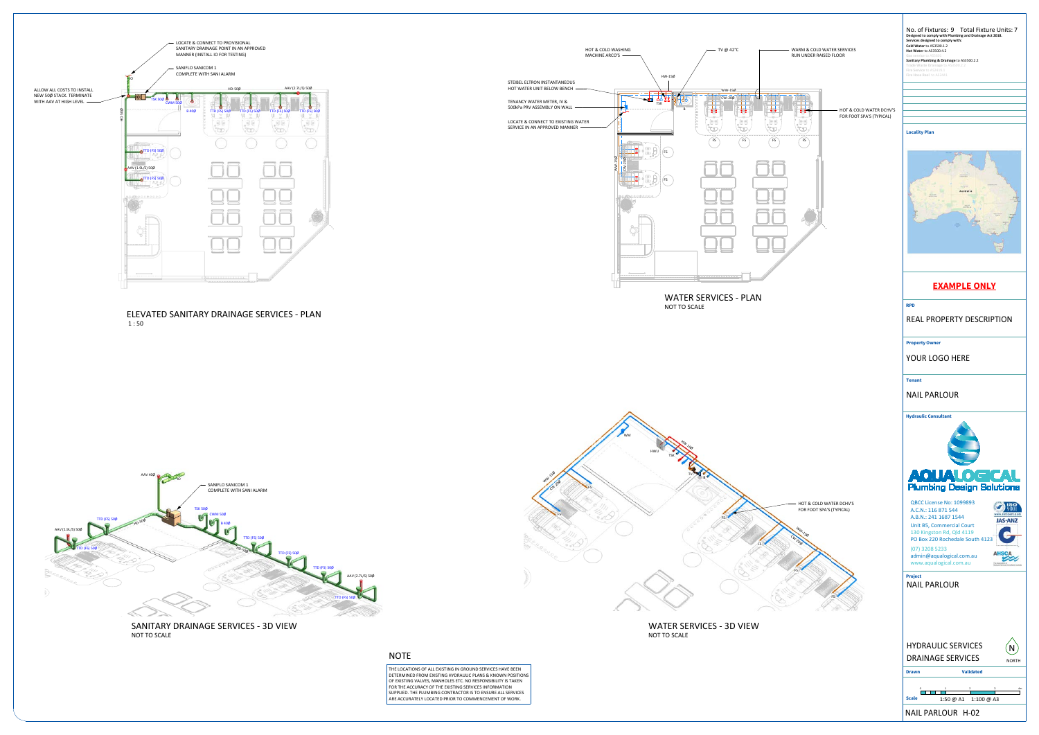LOCATE & CONNECT TO PROVISIONAL SANITARY DRAINAGE POINT IN AN APPROVED MANNER (INSTALL IO FOR TESTING)

SANIFLO SANICOM 1 COMPLETE WITH SANI ALARM

ALLOW ALL COSTS TO INSTALL NEW 50Ø STACK. TERMINATE WITH AAV AT HIGH LEVEL

IO

HD-50Ø

AAV (2.7L/S) 50Ø

TSK 50Ø

CWM 50Ø

B 40Ø

TTD (FS) 50Ø

TTD (FS) 50Ø

TTD (FS) 50Ø

TTD (FS) 50Ø

TTD (FS) 50Ø

HD 50Ø

TTD (FS) 50Ø

AAV (1.9L/S) 50Ø

TTD (FS) 50Ø

## ELEVATED SANITARY DRAINAGE SERVICES - PLAN

1 : 50

HOT & COLD WASHING MACHINE ARCO'S

TV @ 42°C

WARM & COLD WATER SERVICES RUN UNDER RAISED FLOOR

STEIBEL ELTRON INSTANTANEOUS HOT WATER UNIT BELOW BENCH

HW-15Ø

WW-15Ø

CW-20Ø

TENANCY WATER METER, IV & 500kPa PRV ASSEMBLY ON WALL

LOCATE & CONNECT TO EXISTING WATER SERVICE IN AN APPROVED MANNER

HOT & COLD WATER DCHV'S FOR FOOT SPA'S (TYPICAL)

FS FS FS FS FS FS

WW-15Ø

CW-20Ø

## WATER SERVICES - PLAN

NOT TO SCALE

AAV 40Ø

IO

SANIFLO SANICOM 1 COMPLETE WITH SANI ALARM

TSK 50Ø

CWM 50Ø

B 40Ø

TTD (FS) 50Ø

HD-50Ø

AAV (1.9L/S) 50Ø

TTD (FS) 50Ø

TTD (FS) 50Ø

HD-50Ø

TTD (FS) 50Ø

TTD (FS) 50Ø

AAV (2.7L/S) 50Ø

TTD (FS) 50Ø

## SANITARY DRAINAGE SERVICES - 3D VIEW

NOT TO SCALE

WM

HWU

TSK

HW-15Ø

WW-15Ø

CW-20Ø

TV

B

FS

HOT & COLD WATER DCHV'S FOR FOOT SPA'S (TYPICAL)

WW-15Ø

CW-20Ø

## WATER SERVICES - 3D VIEW

NOT TO SCALE

## NOTE

THE LOCATIONS OF ALL EXISTING IN GROUND SERVICES HAVE BEEN DETERMINED FROM EXISTING HYDRAULIC PLANS & KNOWN POSITIONS OF EXISTING VALVES, MANHOLES ETC. NO RESPONSIBILITY IS TAKEN FOR THE ACCURACY OF THE EXISTING SERVICES INFORMATION SUPPLIED. THE PLUMBING CONTRACTOR IS TO ENSURE ALL SERVICES ARE ACCURATELY LOCATED PRIOR TO COMMENCEMENT OF WORK.

No. of Fixtures: 9 Total Fixture Units: 7

**Designed to comply with Plumbing and Drainage Act 2018.**
**Services designed to comply with:**
**Cold Water** to AS3500.1.2
**Hot Water** to AS3500.4.2
**Sanitary Plumbing & Drainage** to AS3500.2.2

**Locality Plan**

Australia

**EXAMPLE ONLY**

**RPD**

REAL PROPERTY DESCRIPTION

**Property Owner**

YOUR LOGO HERE

**Tenant**

NAIL PARLOUR

**Hydraulic Consultant**

AQUALOGICAL Plumbing Design Solutions

QBCC License No: 1099893
A.C.N.: 116 871 544
A.B.N.: 241 1687 1544
Unit B5, Commercial Court
130 Kingston Rd, Qld 4119
PO Box 220 Rochedale South 4123
(07) 3208 5233
admin@aqualogical.com.au
www.aqualogical.com.au

**Project**

NAIL PARLOUR

HYDRAULIC SERVICES
DRAINAGE SERVICES

N NORTH

**Drawn** **Validated**

**Scale** 1:50 @ A1 1:100 @ A3

NAIL PARLOUR H-02